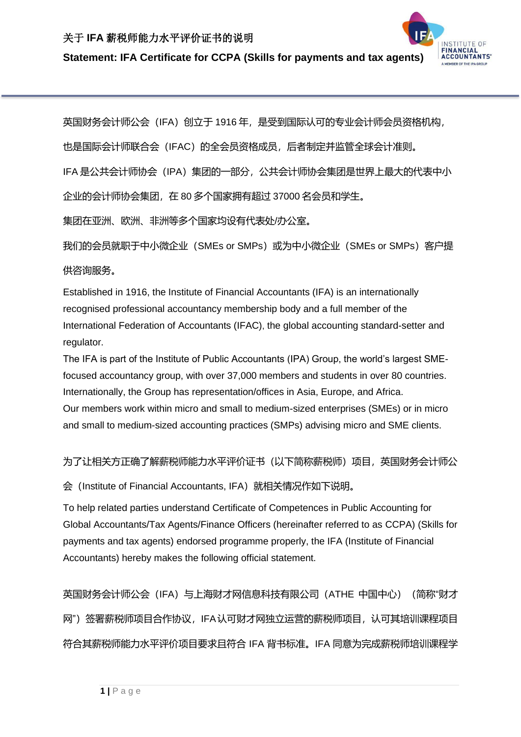# 关于 IFA 薪税师能力水平评价证书的说明

# Statement: IFA Certificate for CCPA (Skills for payments and tax agents)

英国财务会计师公会（IFA）创立于 1916 年，是受到国际认可的专业会计师会员资格机构，也是国际会计师联合会（IFAC）的全会员资格成员，后者制定并监管全球会计准则。

IFA 是公共会计师协会（IPA）集团的一部分，公共会计师协会集团是世界上最大的代表中小企业的会计师协会集团，在 80 多个国家拥有超过 37000 名会员和学生。

集团在亚洲、欧洲、非洲等多个国家均设有代表处/办公室。

我们的会员就职于中小微企业（SMEs or SMPs）或为中小微企业（SMEs or SMPs）客户提供咨询服务。

Established in 1916, the Institute of Financial Accountants (IFA) is an internationally recognised professional accountancy membership body and a full member of the International Federation of Accountants (IFAC), the global accounting standard-setter and regulator.

The IFA is part of the Institute of Public Accountants (IPA) Group, the world's largest SME-focused accountancy group, with over 37,000 members and students in over 80 countries.

Internationally, the Group has representation/offices in Asia, Europe, and Africa.

Our members work within micro and small to medium-sized enterprises (SMEs) or in micro and small to medium-sized accounting practices (SMPs) advising micro and SME clients.

为了让相关方正确了解薪税师能力水平评价证书（以下简称薪税师）项目，英国财务会计师公会（Institute of Financial Accountants, IFA）就相关情况作如下说明。

To help related parties understand Certificate of Competences in Public Accounting for Global Accountants/Tax Agents/Finance Officers (hereinafter referred to as CCPA) (Skills for payments and tax agents) endorsed programme properly, the IFA (Institute of Financial Accountants) hereby makes the following official statement.

英国财务会计师公会（IFA）与上海财才网信息科技有限公司（ATHE 中国中心）（简称"财才网"）签署薪税师项目合作协议，IFA认可财才网独立运营的薪税师项目，认可其培训课程项目符合其薪税师能力水平评价项目要求且符合 IFA 背书标准。IFA 同意为完成薪税师培训课程学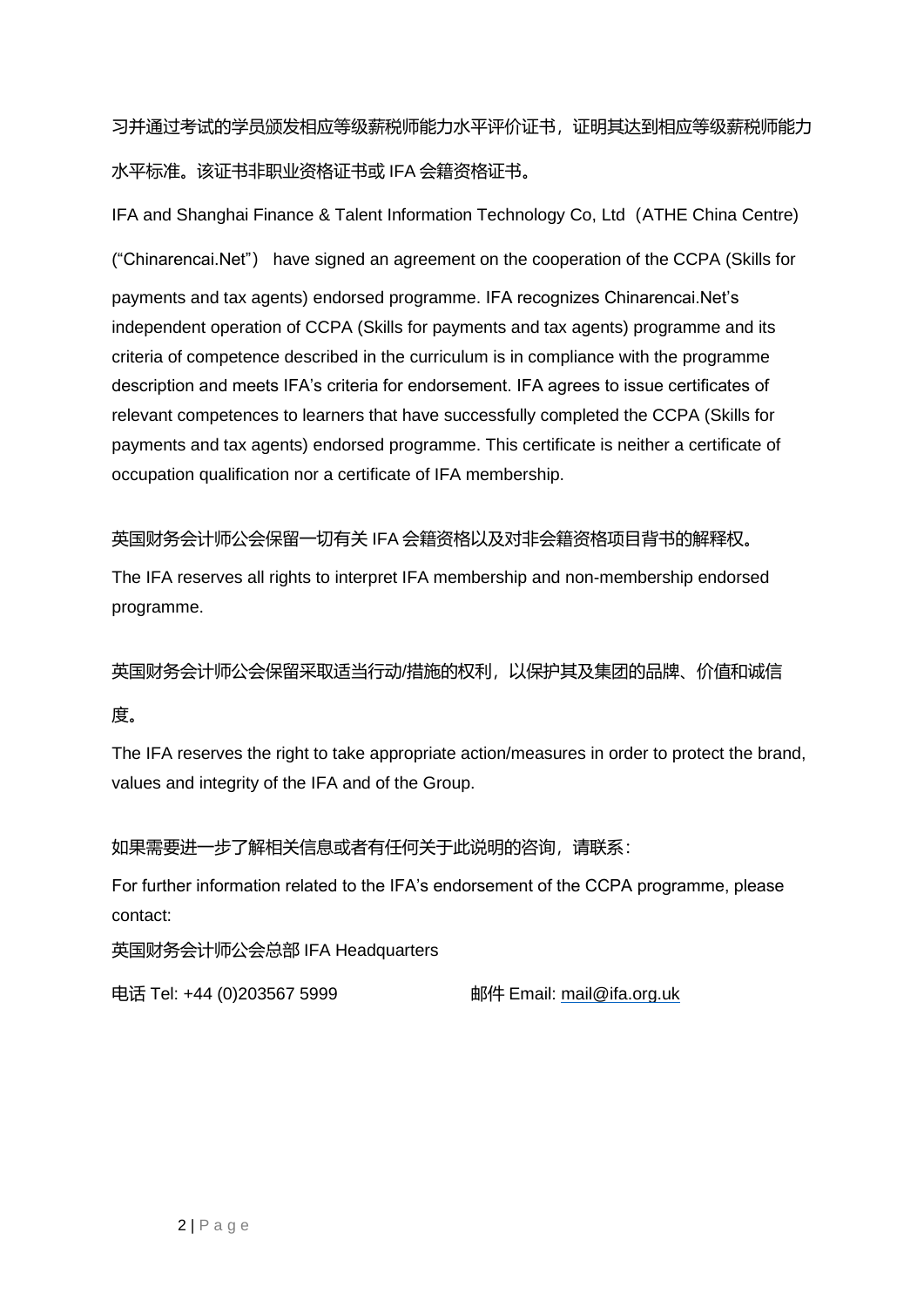习并通过考试的学员颁发相应等级薪税师能力水平评价证书，证明其达到相应等级薪税师能力水平标准。该证书非职业资格证书或 IFA 会籍资格证书。

IFA and Shanghai Finance & Talent Information Technology Co, Ltd（ATHE China Centre)（"Chinarencai.Net"） have signed an agreement on the cooperation of the CCPA (Skills for payments and tax agents) endorsed programme. IFA recognizes Chinarencai.Net's independent operation of CCPA (Skills for payments and tax agents) programme and its criteria of competence described in the curriculum is in compliance with the programme description and meets IFA's criteria for endorsement. IFA agrees to issue certificates of relevant competences to learners that have successfully completed the CCPA (Skills for payments and tax agents) endorsed programme. This certificate is neither a certificate of occupation qualification nor a certificate of IFA membership.

英国财务会计师公会保留一切有关 IFA 会籍资格以及对非会籍资格项目背书的解释权。

The IFA reserves all rights to interpret IFA membership and non-membership endorsed programme.

英国财务会计师公会保留采取适当行动/措施的权利，以保护其及集团的品牌、价值和诚信度。

The IFA reserves the right to take appropriate action/measures in order to protect the brand, values and integrity of the IFA and of the Group.

如果需要进一步了解相关信息或者有任何关于此说明的咨询，请联系：

For further information related to the IFA's endorsement of the CCPA programme, please contact:

英国财务会计师公会总部 IFA Headquarters

电话 Tel: +44 (0)203567 5999　　　　邮件 Email: mail@ifa.org.uk